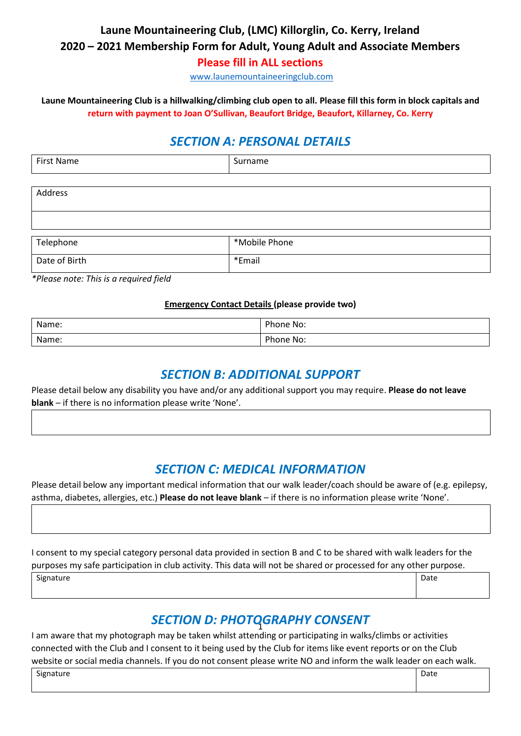**Laune Mountaineering Club, (LMC) Killorglin, Co. Kerry, Ireland**

**2020 – 2021 Membership Form for Adult, Young Adult and Associate Members**

**Please fill in ALL sections**

www.launemountaineeringclub.com

**Laune Mountaineering Club is a hillwalking/climbing club open to all. Please fill this form in block capitals and return with payment to Joan O'Sullivan, Beaufort Bridge, Beaufort, Killarney, Co. Kerry**

## *SECTION A: PERSONAL DETAILS*

| First Name | Surname |
|---|---|

| Address |
|---|
| |

| Telephone | *Mobile Phone |
|---|---|
| Date of Birth | *Email |

**Please note: This is a required field* 

**Emergency Contact Details (please provide two)**

| Name: | Phone No: |
|---|---|
| Name: | Phone No: |

## *SECTION B: ADDITIONAL SUPPORT*

Please detail below any disability you have and/or any additional support you may require. **Please do not leave blank** – if there is no information please write 'None'.

| |
|---|

## *SECTION C: MEDICAL INFORMATION*

Please detail below any important medical information that our walk leader/coach should be aware of (e.g. epilepsy, asthma, diabetes, allergies, etc.) **Please do not leave blank** – if there is no information please write 'None'.

| |
|---|

I consent to my special category personal data provided in section B and C to be shared with walk leaders for the purposes my safe participation in club activity. This data will not be shared or processed for any other purpose.

| Signature | Date |
|---|---|

## *SECTION D: PHOTOGRAPHY CONSENT*

I am aware that my photograph may be taken whilst attending or participating in walks/climbs or activities connected with the Club and I consent to it being used by the Club for items like event reports or on the Club website or social media channels. If you do not consent please write NO and inform the walk leader on each walk.

| Signature | Date |
|---|---|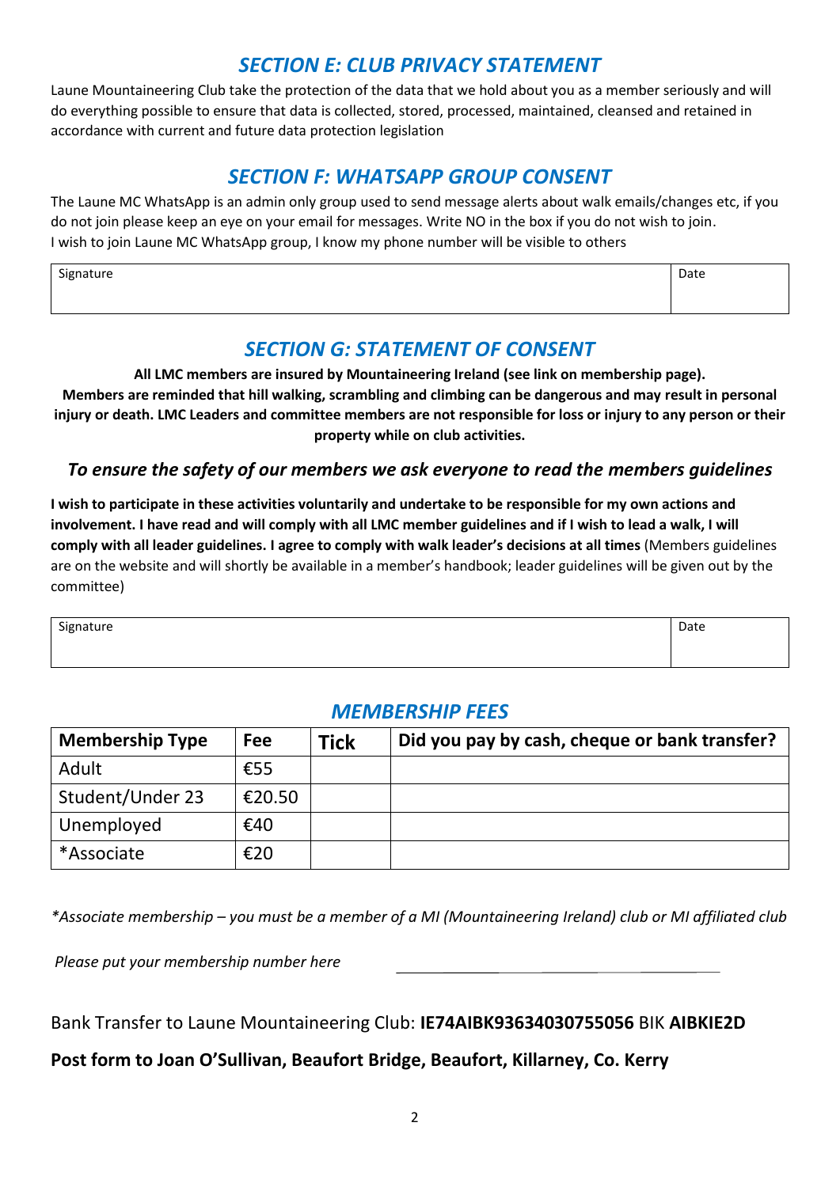## *SECTION E: CLUB PRIVACY STATEMENT*

Laune Mountaineering Club take the protection of the data that we hold about you as a member seriously and will do everything possible to ensure that data is collected, stored, processed, maintained, cleansed and retained in accordance with current and future data protection legislation

## *SECTION F: WHATSAPP GROUP CONSENT*

The Laune MC WhatsApp is an admin only group used to send message alerts about walk emails/changes etc, if you do not join please keep an eye on your email for messages. Write NO in the box if you do not wish to join.
I wish to join Laune MC WhatsApp group, I know my phone number will be visible to others

| | |
|---|---|
| Signature | Date |

## *SECTION G: STATEMENT OF CONSENT*

**All LMC members are insured by Mountaineering Ireland (see link on membership page).**
**Members are reminded that hill walking, scrambling and climbing can be dangerous and may result in personal injury or death. LMC Leaders and committee members are not responsible for loss or injury to any person or their property while on club activities.**

### *To ensure the safety of our members we ask everyone to read the members guidelines*

**I wish to participate in these activities voluntarily and undertake to be responsible for my own actions and involvement. I have read and will comply with all LMC member guidelines and if I wish to lead a walk, I will comply with all leader guidelines. I agree to comply with walk leader's decisions at all times** (Members guidelines are on the website and will shortly be available in a member's handbook; leader guidelines will be given out by the committee)

| | |
|---|---|
| Signature | Date |

## *MEMBERSHIP FEES*

| Membership Type | Fee | Tick | Did you pay by cash, cheque or bank transfer? |
|---|---|---|---|
| Adult | €55 | | |
| Student/Under 23 | €20.50 | | |
| Unemployed | €40 | | |
| *Associate | €20 | | |

*\*Associate membership – you must be a member of a MI (Mountaineering Ireland) club or MI affiliated club*

*Please put your membership number here* \_\_\_\_\_\_\_\_\_\_\_\_\_\_\_\_\_\_\_\_\_\_\_\_

Bank Transfer to Laune Mountaineering Club: **IE74AIBK93634030755056** BIK **AIBKIE2D**

**Post form to Joan O'Sullivan, Beaufort Bridge, Beaufort, Killarney, Co. Kerry**